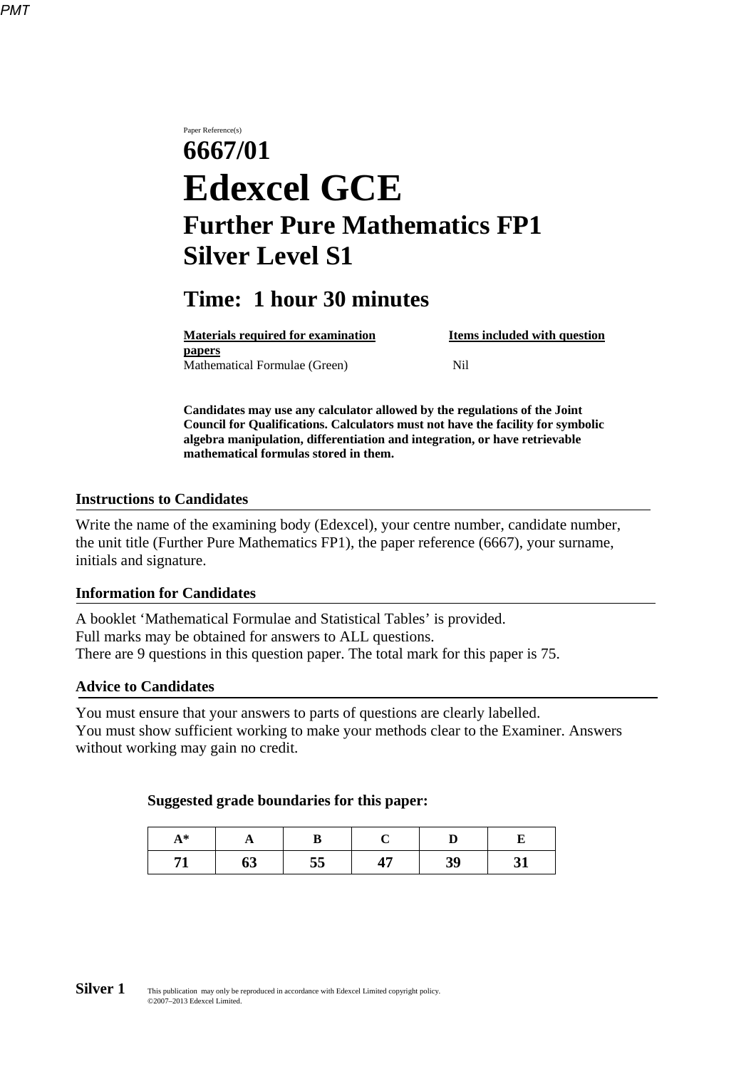Paper Reference(s)

# 6667/01

# Edexcel GCE

## Further Pure Mathematics FP1

## Silver Level S1

## Time: 1 hour 30 minutes

| Materials required for examination papers | Items included with question |
|---|---|
| Mathematical Formulae (Green) | Nil |

**Candidates may use any calculator allowed by the regulations of the Joint Council for Qualifications. Calculators must not have the facility for symbolic algebra manipulation, differentiation and integration, or have retrievable mathematical formulas stored in them.**

### Instructions to Candidates

Write the name of the examining body (Edexcel), your centre number, candidate number, the unit title (Further Pure Mathematics FP1), the paper reference (6667), your surname, initials and signature.

### Information for Candidates

A booklet 'Mathematical Formulae and Statistical Tables' is provided.
Full marks may be obtained for answers to ALL questions.
There are 9 questions in this question paper. The total mark for this paper is 75.

### Advice to Candidates

You must ensure that your answers to parts of questions are clearly labelled.
You must show sufficient working to make your methods clear to the Examiner. Answers without working may gain no credit.

**Suggested grade boundaries for this paper:**

| A* | A | B | C | D | E |
|---|---|---|---|---|---|
| 71 | 63 | 55 | 47 | 39 | 31 |

This publication may only be reproduced in accordance with Edexcel Limited copyright policy.
©2007–2013 Edexcel Limited.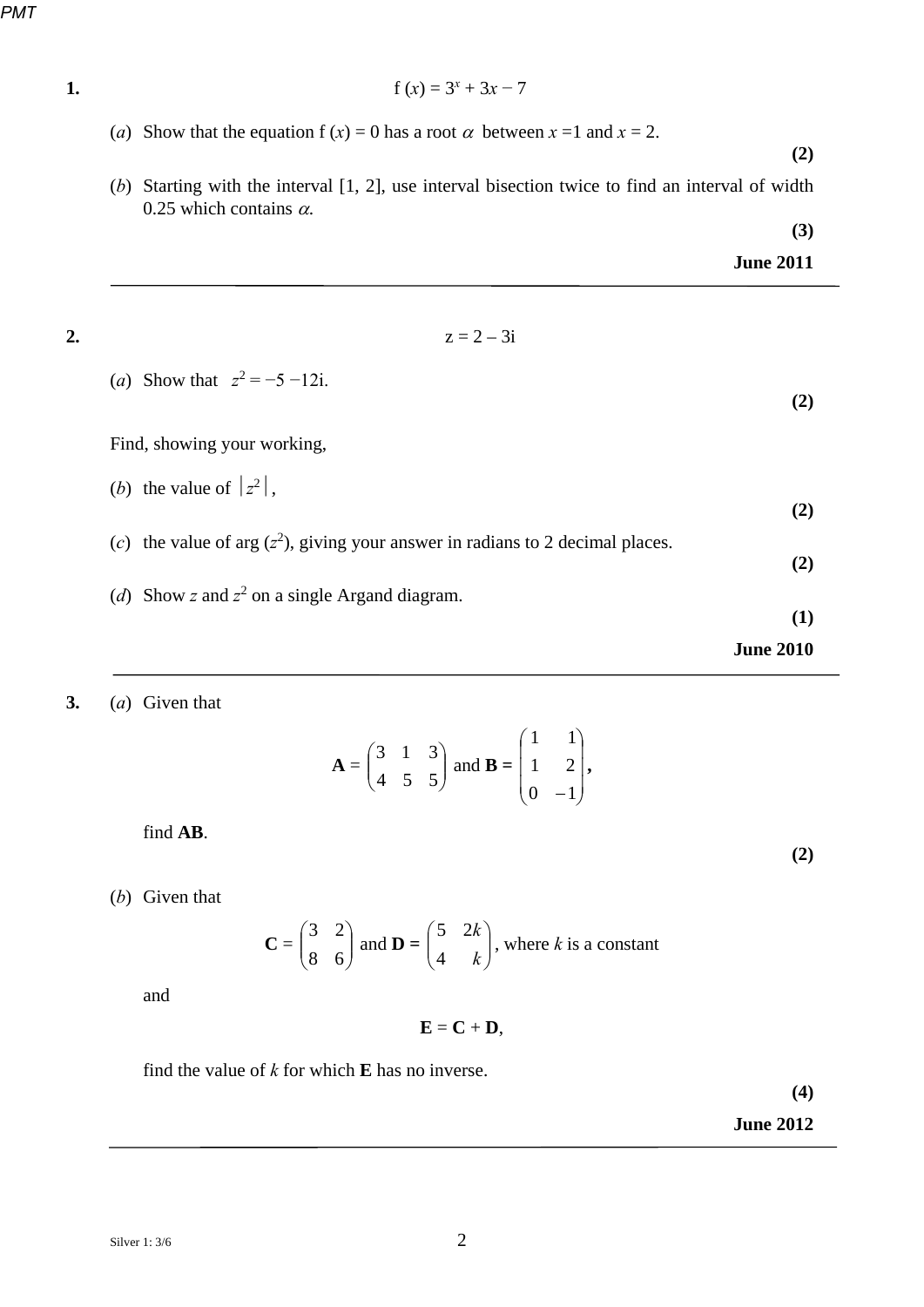**1.**

$$\mathrm{f}(x) = 3^x + 3x - 7$$

(*a*) Show that the equation f $(x) = 0$ has a root $\alpha$ between $x = 1$ and $x = 2$.

**(2)**

(*b*) Starting with the interval [1, 2], use interval bisection twice to find an interval of width 0.25 which contains $\alpha$.

**(3)**

**June 2011**

---

**2.**

$$z = 2 - 3\text{i}$$

(*a*) Show that $z^2 = -5 - 12\text{i}$.

**(2)**

Find, showing your working,

(*b*) the value of $|z^2|$,

**(2)**

(*c*) the value of $\arg(z^2)$, giving your answer in radians to 2 decimal places.

**(2)**

(*d*) Show $z$ and $z^2$ on a single Argand diagram.

**(1)**

**June 2010**

---

**3.** (*a*) Given that

$$\mathbf{A} = \begin{pmatrix} 3 & 1 & 3 \\ 4 & 5 & 5 \end{pmatrix} \text{ and } \mathbf{B} = \begin{pmatrix} 1 & 1 \\ 1 & 2 \\ 0 & -1 \end{pmatrix},$$

find **AB**.

**(2)**

(*b*) Given that

$$\mathbf{C} = \begin{pmatrix} 3 & 2 \\ 8 & 6 \end{pmatrix} \text{ and } \mathbf{D} = \begin{pmatrix} 5 & 2k \\ 4 & k \end{pmatrix}, \text{ where } k \text{ is a constant}$$

and

$$\mathbf{E} = \mathbf{C} + \mathbf{D},$$

find the value of $k$ for which **E** has no inverse.

**(4)**

**June 2012**

---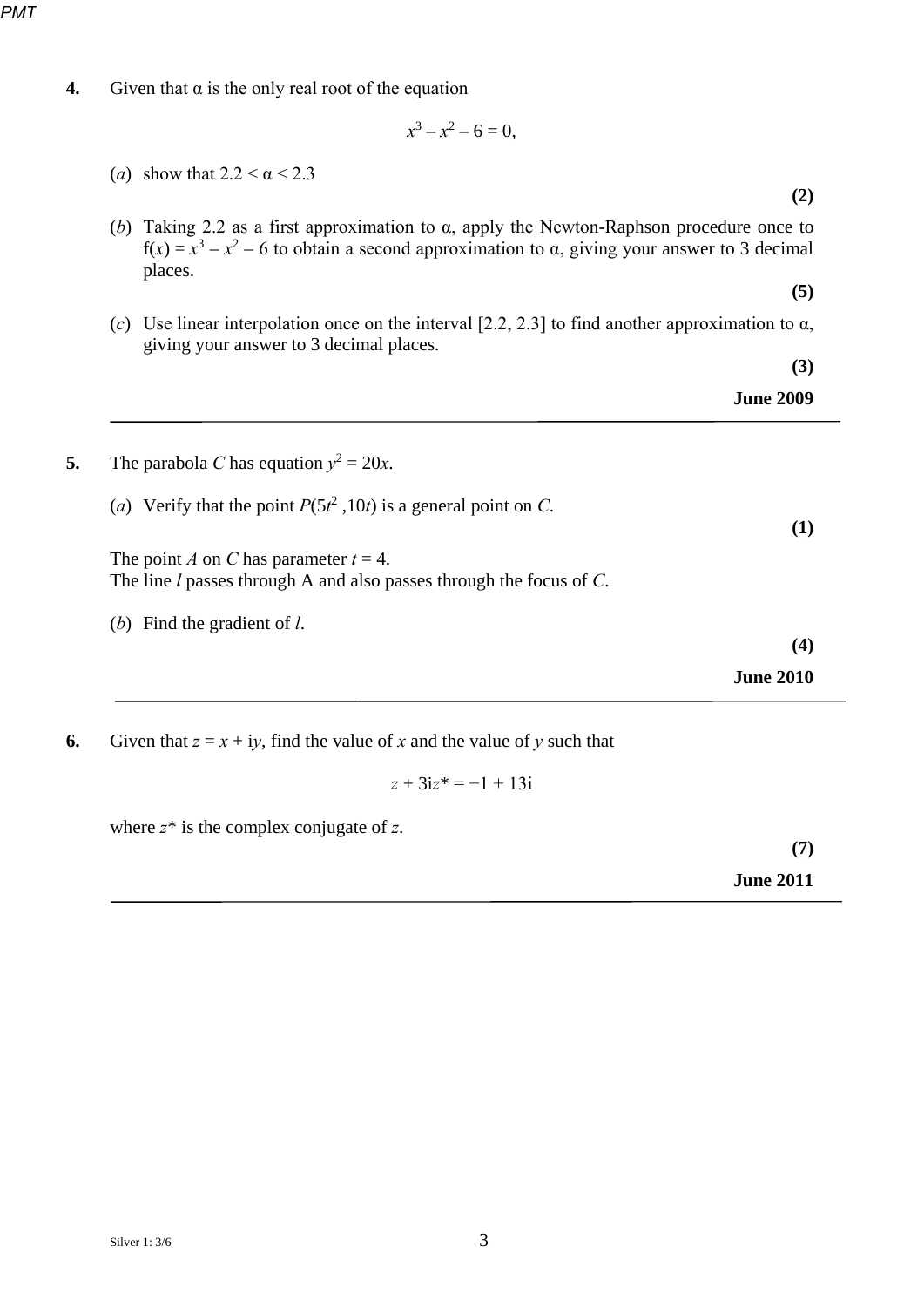**4.** Given that α is the only real root of the equation

$$x^3 - x^2 - 6 = 0,$$

(*a*) show that $2.2 < \alpha < 2.3$

**(2)**

(*b*) Taking 2.2 as a first approximation to α, apply the Newton-Raphson procedure once to $f(x) = x^3 - x^2 - 6$ to obtain a second approximation to α, giving your answer to 3 decimal places.

**(5)**

(*c*) Use linear interpolation once on the interval [2.2, 2.3] to find another approximation to α, giving your answer to 3 decimal places.

**(3)**

**June 2009**

---

**5.** The parabola *C* has equation $y^2 = 20x$.

(*a*) Verify that the point $P(5t^2, 10t)$ is a general point on *C*.

**(1)**

The point *A* on *C* has parameter $t = 4$.
The line *l* passes through A and also passes through the focus of *C*.

(*b*) Find the gradient of *l*.

**(4)**

**June 2010**

---

**6.** Given that $z = x + \mathrm{i}y$, find the value of *x* and the value of *y* such that

$$z + 3\mathrm{i}z^* = -1 + 13\mathrm{i}$$

where $z^*$ is the complex conjugate of *z*.

**(7)**

**June 2011**

---

Silver 1: 3/6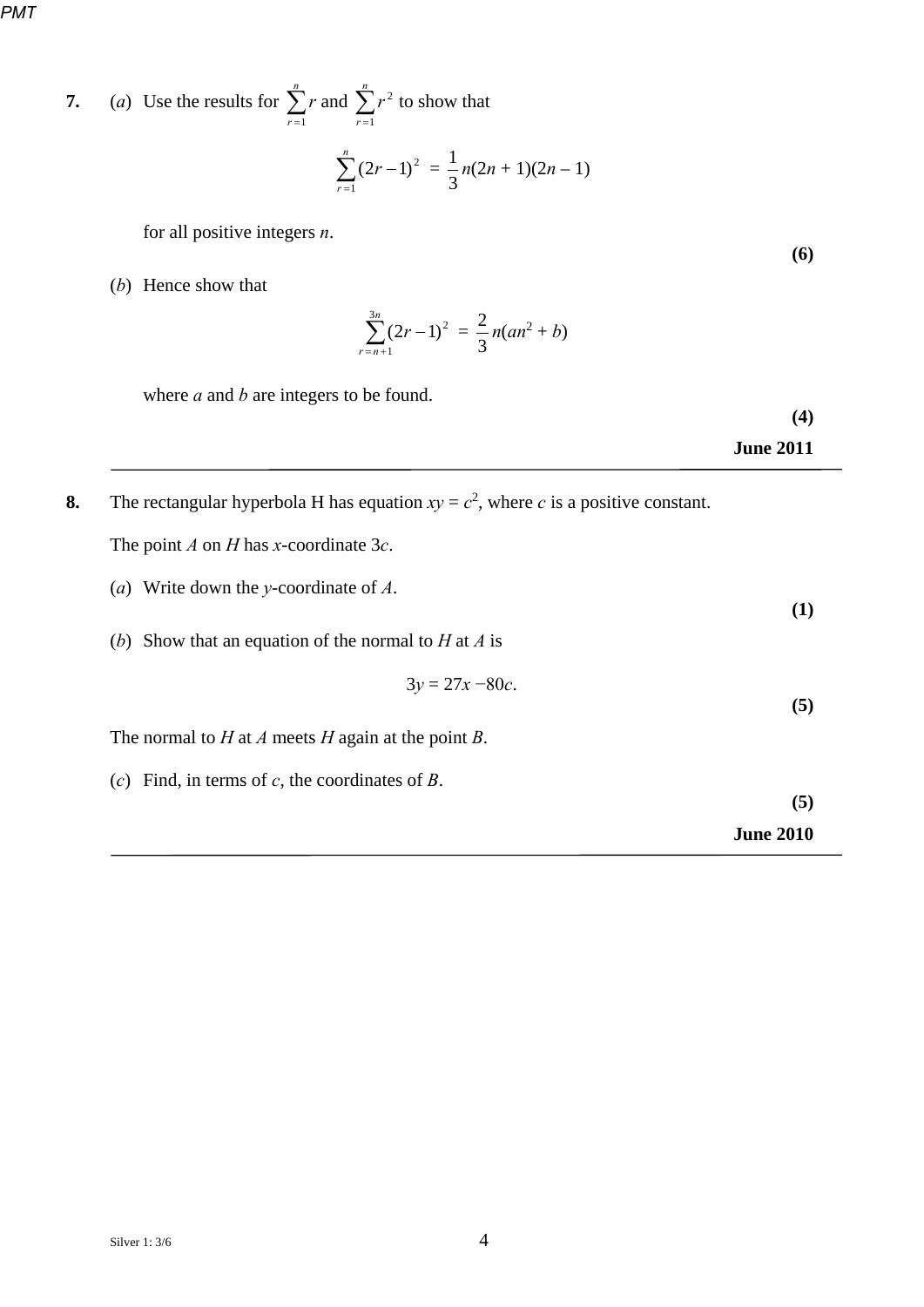**7.** (*a*) Use the results for $\sum_{r=1}^{n} r$ and $\sum_{r=1}^{n} r^2$ to show that

$$\sum_{r=1}^{n} (2r-1)^2 = \frac{1}{3}n(2n+1)(2n-1)$$

for all positive integers *n*.

**(6)**

(*b*) Hence show that

$$\sum_{r=n+1}^{3n} (2r-1)^2 = \frac{2}{3}n(an^2+b)$$

where *a* and *b* are integers to be found.

**(4)**

**June 2011**

---

**8.** The rectangular hyperbola H has equation $xy = c^2$, where $c$ is a positive constant.

The point $A$ on $H$ has $x$-coordinate $3c$.

(*a*) Write down the $y$-coordinate of $A$.

**(1)**

(*b*) Show that an equation of the normal to $H$ at $A$ is

$$3y = 27x - 80c.$$

**(5)**

The normal to $H$ at $A$ meets $H$ again at the point $B$.

(*c*) Find, in terms of $c$, the coordinates of $B$.

**(5)**

**June 2010**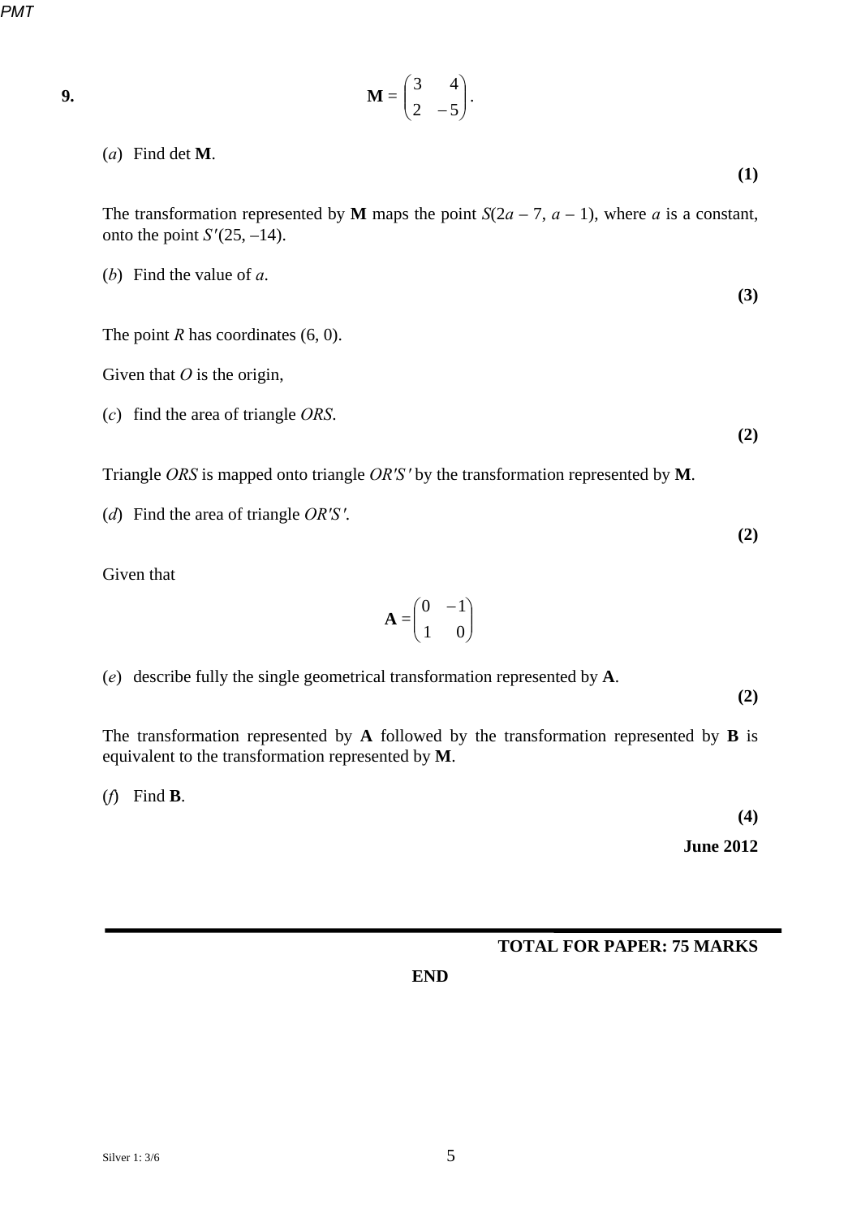**9.**

$$\mathbf{M} = \begin{pmatrix} 3 & 4 \\ 2 & -5 \end{pmatrix}.$$

(*a*) Find det **M**.

**(1)**

The transformation represented by **M** maps the point $S(2a - 7, a - 1)$, where $a$ is a constant, onto the point $S'(25, -14)$.

(*b*) Find the value of $a$.

**(3)**

The point $R$ has coordinates (6, 0).

Given that $O$ is the origin,

(*c*) find the area of triangle $ORS$.

**(2)**

Triangle $ORS$ is mapped onto triangle $OR'S'$ by the transformation represented by **M**.

(*d*) Find the area of triangle $OR'S'$.

**(2)**

Given that

$$\mathbf{A} = \begin{pmatrix} 0 & -1 \\ 1 & 0 \end{pmatrix}$$

(*e*) describe fully the single geometrical transformation represented by **A**.

**(2)**

The transformation represented by **A** followed by the transformation represented by **B** is equivalent to the transformation represented by **M**.

(*f*) Find **B**.

**(4)**

**June 2012**

**TOTAL FOR PAPER: 75 MARKS**

**END**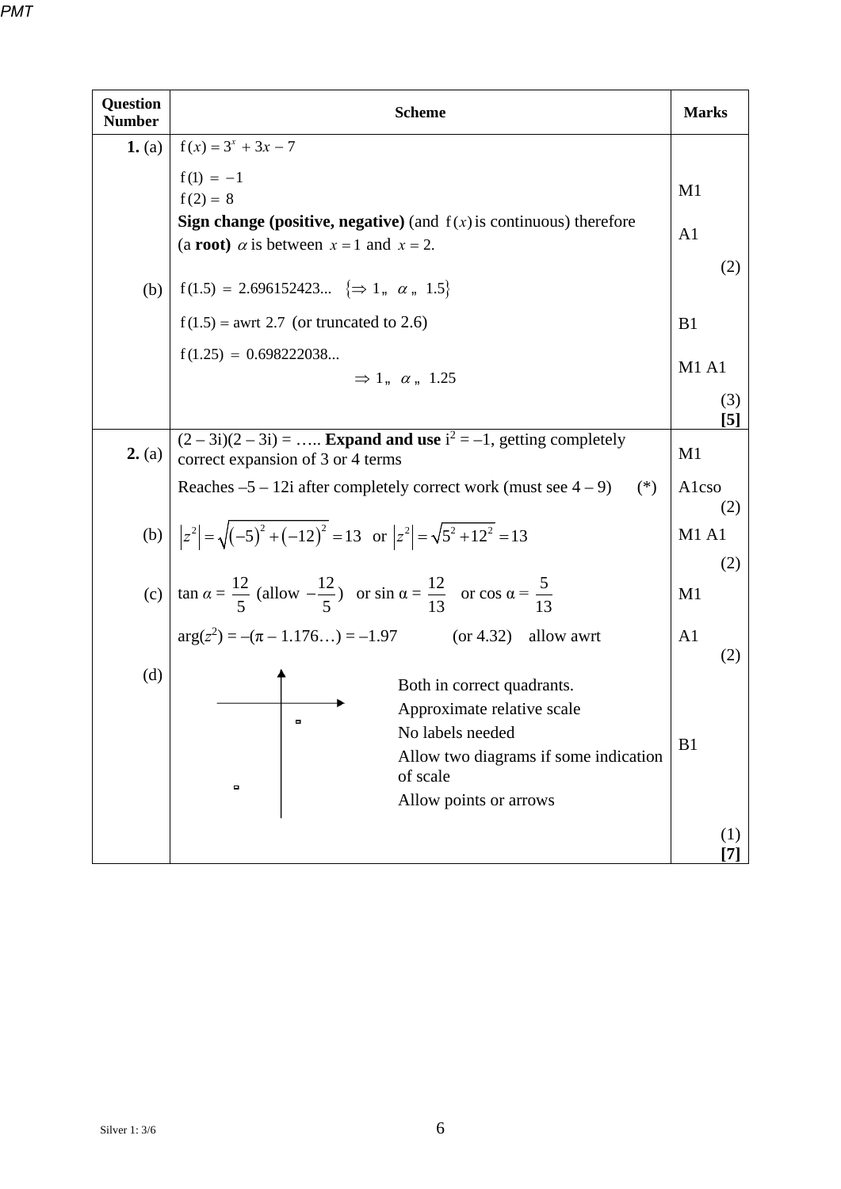| Question Number | Scheme | Marks |
|---|---|---|
| **1.** (a) | $\mathrm{f}(x) = 3^x + 3x - 7$ | |
| | $\mathrm{f}(1) = -1$<br>$\mathrm{f}(2) = 8$ | M1 |
| | **Sign change (positive, negative)** (and $\mathrm{f}(x)$ is continuous) therefore (a **root**) $\alpha$ is between $x = 1$ and $x = 2$. | A1 |
| | | (2) |
| (b) | $\mathrm{f}(1.5) = 2.696152423\ldots \quad \{\Rightarrow 1 \leq \alpha \leq 1.5\}$ | |
| | $\mathrm{f}(1.5) = $ awrt $2.7$ (or truncated to 2.6) | B1 |
| | $\mathrm{f}(1.25) = 0.698222038\ldots$<br>$\Rightarrow 1 \leq \alpha \leq 1.25$ | M1 A1 |
| | | (3)<br>**[5]** |
| **2.** (a) | (2 – 3i)(2 – 3i) = ….. **Expand and use** $\mathrm{i}^2 = -1$, getting completely correct expansion of 3 or 4 terms | M1 |
| | Reaches –5 – 12i after completely correct work (must see 4 – 9) (*) | A1cso<br>(2) |
| (b) | $\lvert z^2 \rvert = \sqrt{(-5)^2 + (-12)^2} = 13$ or $\lvert z^2 \rvert = \sqrt{5^2 + 12^2} = 13$ | M1 A1 |
| | | (2) |
| (c) | $\tan \alpha = \dfrac{12}{5}$ (allow $-\dfrac{12}{5}$) or $\sin \alpha = \dfrac{12}{13}$ or $\cos \alpha = \dfrac{5}{13}$ | M1 |
| | $\arg(z^2) = -(\pi - 1.176\ldots) = -1.97$ (or 4.32) allow awrt | A1<br>(2) |
| (d) | Both in correct quadrants.<br>Approximate relative scale<br>No labels needed<br>Allow two diagrams if some indication of scale<br>Allow points or arrows | B1 |
| | | (1)<br>**[7]** |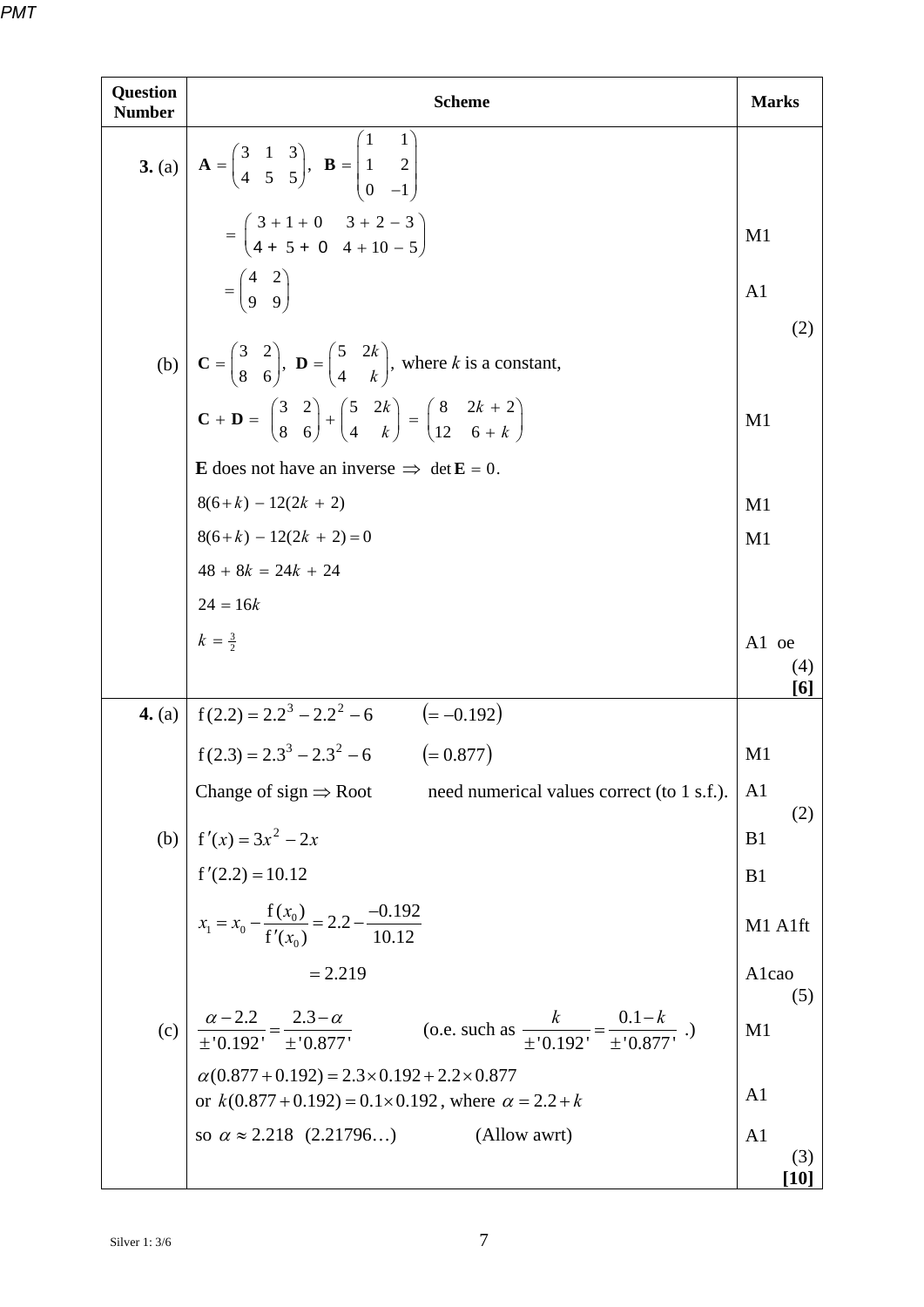| Question Number | Scheme | Marks |
|---|---|---|
| **3.** (a) | $\mathbf{A} = \begin{pmatrix} 3 & 1 & 3 \\ 4 & 5 & 5 \end{pmatrix}$, $\mathbf{B} = \begin{pmatrix} 1 & 1 \\ 1 & 2 \\ 0 & -1 \end{pmatrix}$ | |
| | $= \begin{pmatrix} 3+1+0 & 3+2-3 \\ 4+5+0 & 4+10-5 \end{pmatrix}$ | M1 |
| | $= \begin{pmatrix} 4 & 2 \\ 9 & 9 \end{pmatrix}$ | A1 |
| | | (2) |
| (b) | $\mathbf{C} = \begin{pmatrix} 3 & 2 \\ 8 & 6 \end{pmatrix}$, $\mathbf{D} = \begin{pmatrix} 5 & 2k \\ 4 & k \end{pmatrix}$, where $k$ is a constant, | |
| | $\mathbf{C} + \mathbf{D} = \begin{pmatrix} 3 & 2 \\ 8 & 6 \end{pmatrix} + \begin{pmatrix} 5 & 2k \\ 4 & k \end{pmatrix} = \begin{pmatrix} 8 & 2k+2 \\ 12 & 6+k \end{pmatrix}$ | M1 |
| | **E** does not have an inverse $\Rightarrow \det \mathbf{E} = 0$. | |
| | $8(6+k) - 12(2k+2)$ | M1 |
| | $8(6+k) - 12(2k+2) = 0$ | M1 |
| | $48 + 8k = 24k + 24$ | |
| | $24 = 16k$ | |
| | $k = \frac{3}{2}$ | A1 oe |
| | | (4) **[6]** |
| **4.** (a) | $\mathrm{f}(2.2) = 2.2^3 - 2.2^2 - 6 \quad (= -0.192)$ | |
| | $\mathrm{f}(2.3) = 2.3^3 - 2.3^2 - 6 \quad (= 0.877)$ | M1 |
| | Change of sign $\Rightarrow$ Root &nbsp;&nbsp;&nbsp; need numerical values correct (to 1 s.f.). | A1 |
| | | (2) |
| (b) | $\mathrm{f}'(x) = 3x^2 - 2x$ | B1 |
| | $\mathrm{f}'(2.2) = 10.12$ | B1 |
| | $x_1 = x_0 - \frac{\mathrm{f}(x_0)}{\mathrm{f}'(x_0)} = 2.2 - \frac{-0.192}{10.12}$ | M1 A1ft |
| | $= 2.219$ | A1cao |
| | | (5) |
| (c) | $\frac{\alpha - 2.2}{\pm'0.192'} = \frac{2.3-\alpha}{\pm'0.877'}$ &nbsp;&nbsp;&nbsp; (o.e. such as $\frac{k}{\pm'0.192'} = \frac{0.1-k}{\pm'0.877'}$ .) | M1 |
| | $\alpha(0.877 + 0.192) = 2.3 \times 0.192 + 2.2 \times 0.877$ or $k(0.877 + 0.192) = 0.1 \times 0.192$, where $\alpha = 2.2 + k$ | A1 |
| | so $\alpha \approx 2.218$ (2.21796…) &nbsp;&nbsp;&nbsp; (Allow awrt) | A1 |
| | | (3) **[10]** |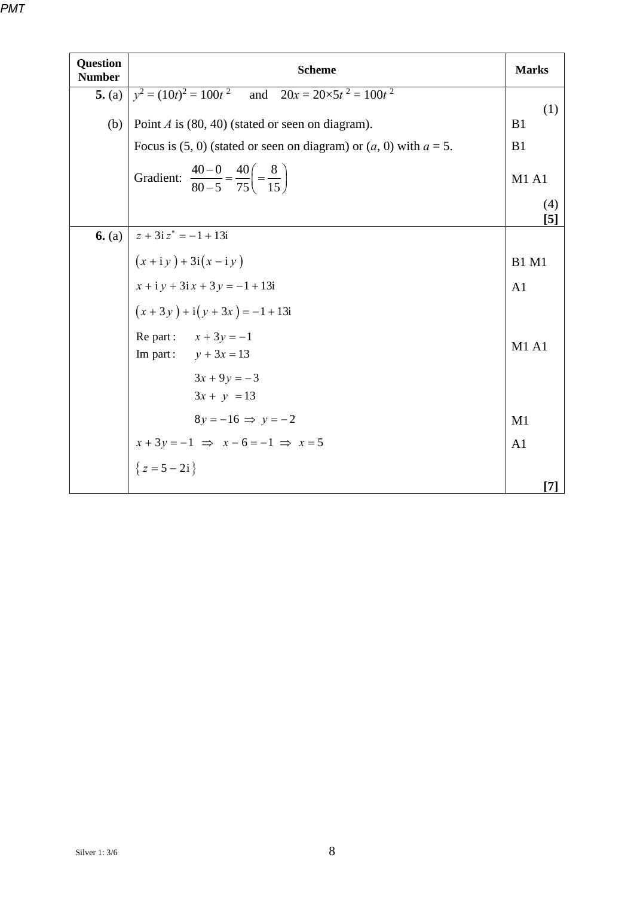| Question Number | Scheme | Marks |
|---|---|---|
| **5.** (a) | $y^2 = (10t)^2 = 100t^2$ and $20x = 20\times 5t^2 = 100t^2$ | (1) |
| (b) | Point $A$ is (80, 40) (stated or seen on diagram). | B1 |
| | Focus is (5, 0) (stated or seen on diagram) or ($a$, 0) with $a = 5$. | B1 |
| | Gradient: $\dfrac{40-0}{80-5} = \dfrac{40}{75}\left(= \dfrac{8}{15}\right)$ | M1 A1 |
| | | (4) **[5]** |
| **6.** (a) | $z + 3\mathrm{i}\,z^* = -1 + 13\mathrm{i}$ | |
| | $\left(x + \mathrm{i}\,y\right) + 3\mathrm{i}\left(x - \mathrm{i}\,y\right)$ | B1 M1 |
| | $x + \mathrm{i}\,y + 3\mathrm{i}\,x + 3\,y = -1 + 13\mathrm{i}$ | A1 |
| | $\left(x + 3\,y\right) + \mathrm{i}\left(y + 3x\right) = -1 + 13\mathrm{i}$ | |
| | Re part: $x + 3y = -1$ <br> Im part: $y + 3x = 13$ | M1 A1 |
| | $3x + 9y = -3$ <br> $3x + y = 13$ | |
| | $8y = -16 \Rightarrow y = -2$ | M1 |
| | $x + 3y = -1 \Rightarrow x - 6 = -1 \Rightarrow x = 5$ | A1 |
| | $\left\{ z = 5 - 2\mathrm{i} \right\}$ | |
| | | **[7]** |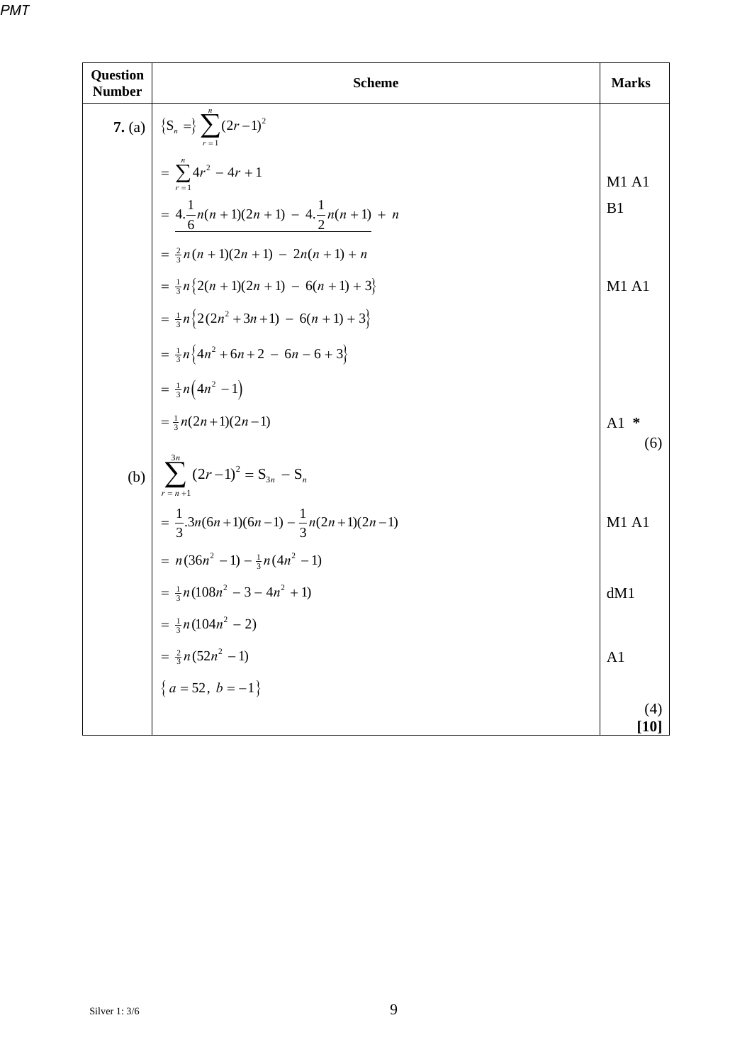| Question Number | Scheme | Marks |
|---|---|---|
| **7.** (a) | $\{S_n =\} \sum_{r=1}^{n} (2r-1)^2$ | |
| | $= \sum_{r=1}^{n} 4r^2 - 4r + 1$ | M1 A1 |
| | $= 4.\frac{1}{6}n(n+1)(2n+1) - 4.\frac{1}{2}n(n+1) + n$ | B1 |
| | $= \frac{2}{3}n(n+1)(2n+1) - 2n(n+1) + n$ | |
| | $= \frac{1}{3}n\{2(n+1)(2n+1) - 6(n+1) + 3\}$ | M1 A1 |
| | $= \frac{1}{3}n\{2(2n^2+3n+1) - 6(n+1) + 3\}$ | |
| | $= \frac{1}{3}n\{4n^2+6n+2 - 6n - 6 + 3\}$ | |
| | $= \frac{1}{3}n(4n^2 - 1)$ | |
| | $= \frac{1}{3}n(2n+1)(2n-1)$ | A1 * (6) |
| (b) | $\sum_{r=n+1}^{3n} (2r-1)^2 = S_{3n} - S_n$ | |
| | $= \frac{1}{3}.3n(6n+1)(6n-1) - \frac{1}{3}n(2n+1)(2n-1)$ | M1 A1 |
| | $= n(36n^2-1) - \frac{1}{3}n(4n^2-1)$ | |
| | $= \frac{1}{3}n(108n^2 - 3 - 4n^2 + 1)$ | dM1 |
| | $= \frac{1}{3}n(104n^2 - 2)$ | |
| | $= \frac{2}{3}n(52n^2 - 1)$ | A1 |
| | $\{a = 52,\ b = -1\}$ | |
| | | (4) **[10]** |

Silver 1: 3/6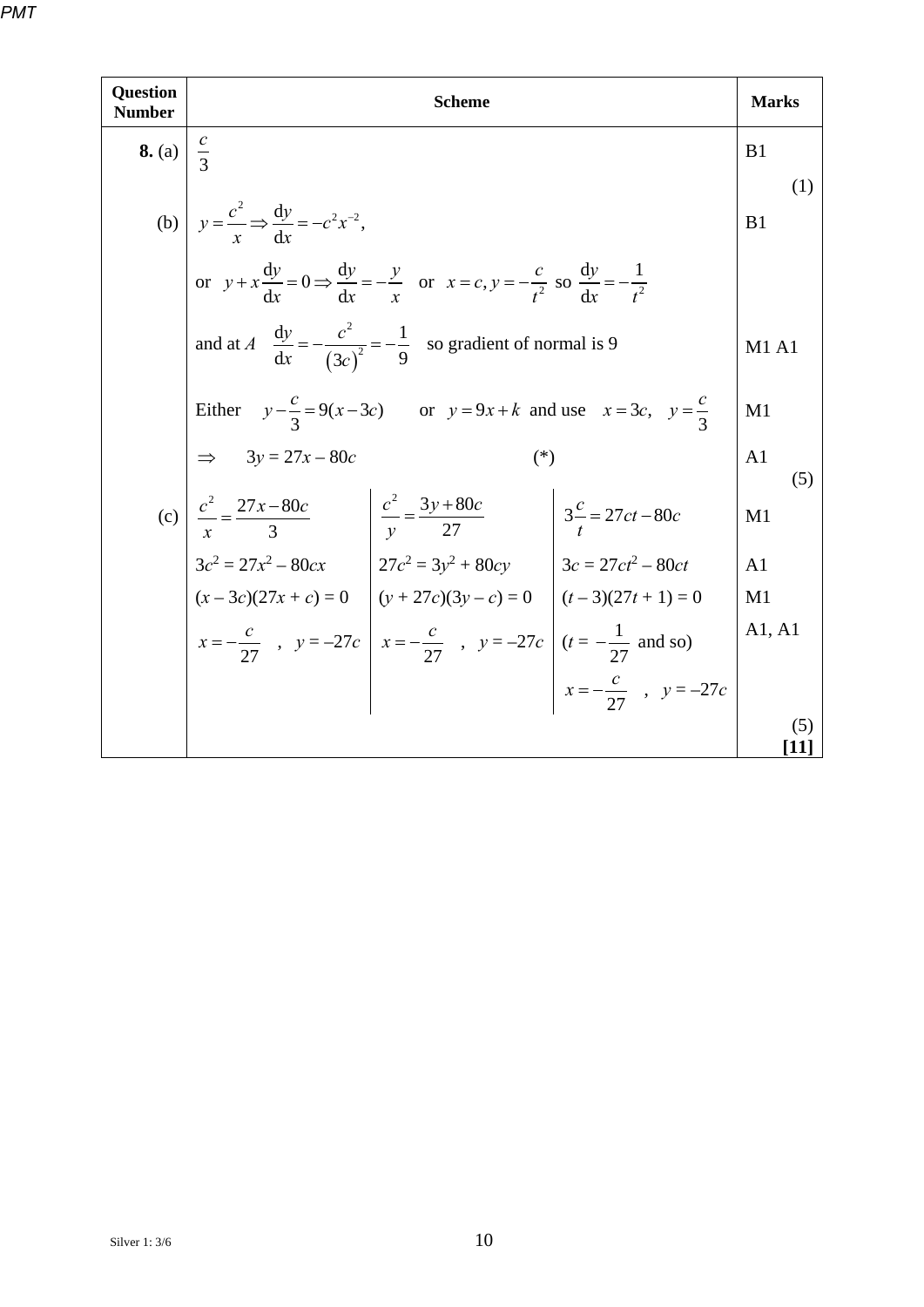| Question Number | Scheme | Marks |
|---|---|---|
| **8.** (a) | $\dfrac{c}{3}$ | B1 (1) |
| (b) | $y = \dfrac{c^2}{x} \Rightarrow \dfrac{\mathrm{d}y}{\mathrm{d}x} = -c^2 x^{-2}$, | B1 |
| | or $y + x\dfrac{\mathrm{d}y}{\mathrm{d}x} = 0 \Rightarrow \dfrac{\mathrm{d}y}{\mathrm{d}x} = -\dfrac{y}{x}$ or $x = c, y = -\dfrac{c}{t^2}$ so $\dfrac{\mathrm{d}y}{\mathrm{d}x} = -\dfrac{1}{t^2}$ | |
| | and at $A$ $\dfrac{\mathrm{d}y}{\mathrm{d}x} = -\dfrac{c^2}{(3c)^2} = -\dfrac{1}{9}$ so gradient of normal is 9 | M1 A1 |
| | Either $y - \dfrac{c}{3} = 9(x - 3c)$ or $y = 9x + k$ and use $x = 3c,\ y = \dfrac{c}{3}$ | M1 |
| | $\Rightarrow$ $3y = 27x - 80c$ (*) | A1 (5) |
| (c) | $\dfrac{c^2}{x} = \dfrac{27x - 80c}{3}$ \| $\dfrac{c^2}{y} = \dfrac{3y + 80c}{27}$ \| $3\dfrac{c}{t} = 27ct - 80c$ | M1 |
| | $3c^2 = 27x^2 - 80cx$ \| $27c^2 = 3y^2 + 80cy$ \| $3c = 27ct^2 - 80ct$ | A1 |
| | $(x - 3c)(27x + c) = 0$ \| $(y + 27c)(3y - c) = 0$ \| $(t - 3)(27t + 1) = 0$ | M1 |
| | $x = -\dfrac{c}{27}$ , $y = -27c$ \| $x = -\dfrac{c}{27}$ , $y = -27c$ \| ($t = -\dfrac{1}{27}$ and so) $x = -\dfrac{c}{27}$ , $y = -27c$ | A1, A1 |
| | | (5) **[11]** |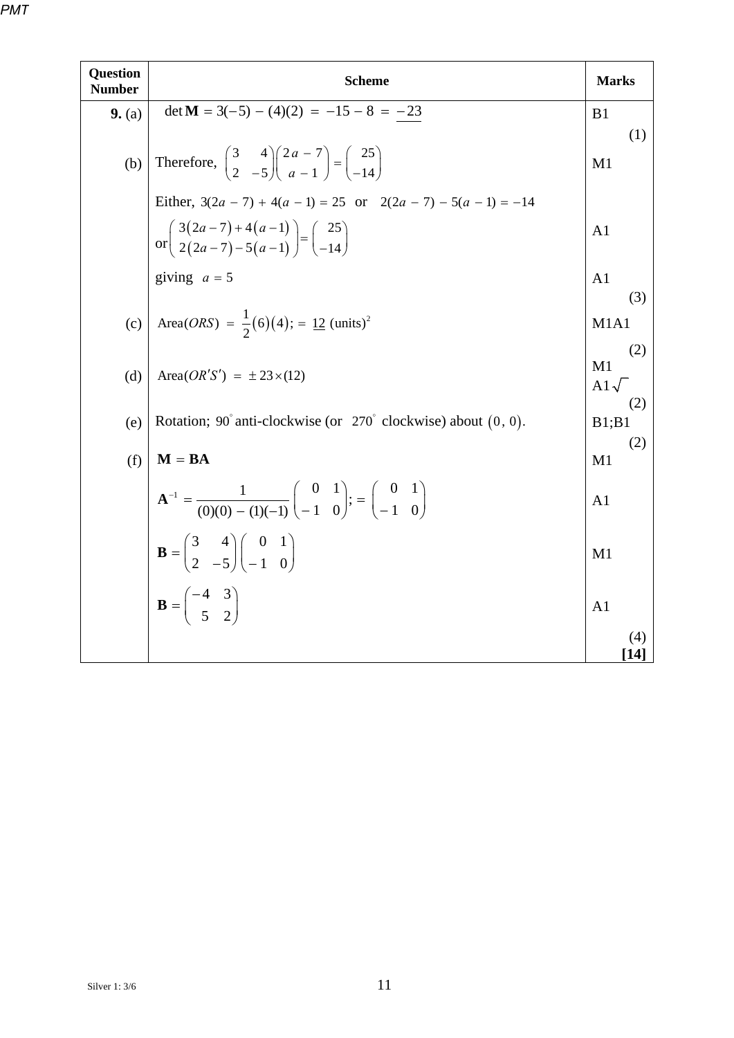| Question Number | Scheme | Marks |
|---|---|---|
| **9.** (a) | $\det \mathbf{M} = 3(-5) - (4)(2) = -15 - 8 = \underline{-23}$ | B1 (1) |
| (b) | Therefore, $\begin{pmatrix} 3 & 4 \\ 2 & -5 \end{pmatrix}\begin{pmatrix} 2a - 7 \\ a - 1 \end{pmatrix} = \begin{pmatrix} 25 \\ -14 \end{pmatrix}$ | M1 |
| | Either, $3(2a - 7) + 4(a - 1) = 25$ or $2(2a - 7) - 5(a - 1) = -14$ | |
| | or $\begin{pmatrix} 3(2a-7)+4(a-1) \\ 2(2a-7)-5(a-1) \end{pmatrix} = \begin{pmatrix} 25 \\ -14 \end{pmatrix}$ | A1 |
| | giving $a = 5$ | A1 (3) |
| (c) | $\text{Area}(ORS) = \frac{1}{2}(6)(4); = \underline{12} \text{ (units)}^2$ | M1A1 (2) |
| (d) | $\text{Area}(OR'S') = \pm 23 \times (12)$ | M1 A1$\sqrt{\ }$ (2) |
| (e) | Rotation; $90^\circ$ anti-clockwise (or $270^\circ$ clockwise) about $(0, 0)$. | B1;B1 (2) |
| (f) | $\mathbf{M} = \mathbf{BA}$ | M1 |
| | $\mathbf{A}^{-1} = \dfrac{1}{(0)(0) - (1)(-1)}\begin{pmatrix} 0 & 1 \\ -1 & 0 \end{pmatrix}; = \begin{pmatrix} 0 & 1 \\ -1 & 0 \end{pmatrix}$ | A1 |
| | $\mathbf{B} = \begin{pmatrix} 3 & 4 \\ 2 & -5 \end{pmatrix}\begin{pmatrix} 0 & 1 \\ -1 & 0 \end{pmatrix}$ | M1 |
| | $\mathbf{B} = \begin{pmatrix} -4 & 3 \\ 5 & 2 \end{pmatrix}$ | A1 |
| | | (4) **[14]** |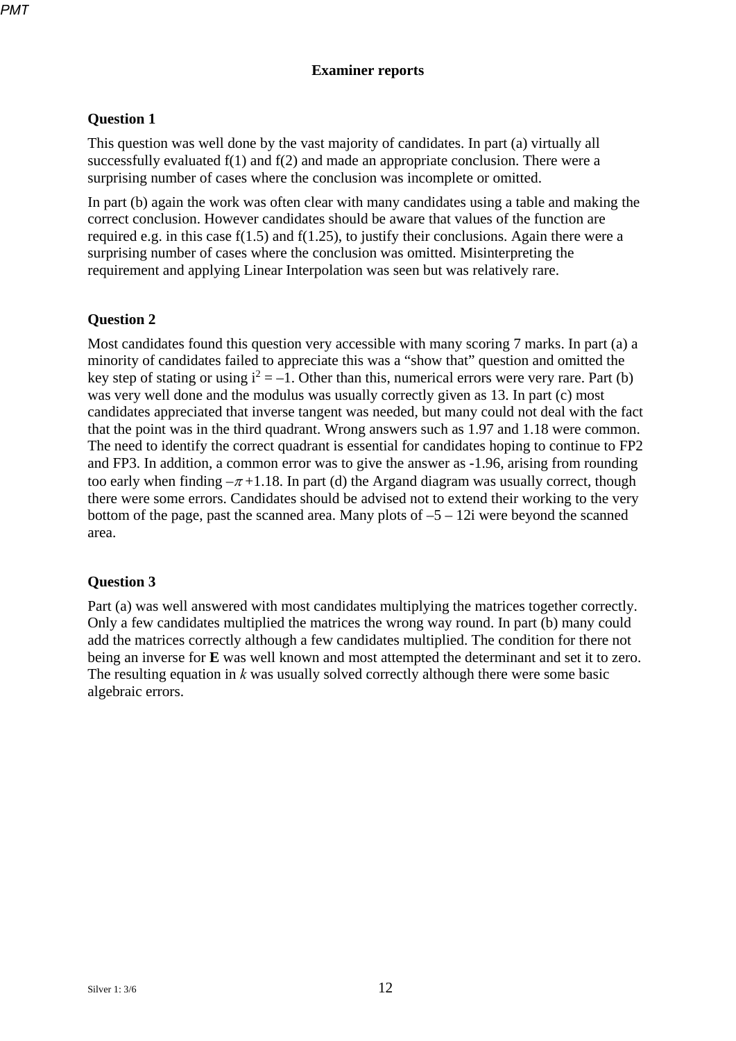# Examiner reports

## Question 1

This question was well done by the vast majority of candidates. In part (a) virtually all successfully evaluated f(1) and f(2) and made an appropriate conclusion. There were a surprising number of cases where the conclusion was incomplete or omitted.

In part (b) again the work was often clear with many candidates using a table and making the correct conclusion. However candidates should be aware that values of the function are required e.g. in this case f(1.5) and f(1.25), to justify their conclusions. Again there were a surprising number of cases where the conclusion was omitted. Misinterpreting the requirement and applying Linear Interpolation was seen but was relatively rare.

## Question 2

Most candidates found this question very accessible with many scoring 7 marks. In part (a) a minority of candidates failed to appreciate this was a "show that" question and omitted the key step of stating or using $i^2 = -1$. Other than this, numerical errors were very rare. Part (b) was very well done and the modulus was usually correctly given as 13. In part (c) most candidates appreciated that inverse tangent was needed, but many could not deal with the fact that the point was in the third quadrant. Wrong answers such as 1.97 and 1.18 were common. The need to identify the correct quadrant is essential for candidates hoping to continue to FP2 and FP3. In addition, a common error was to give the answer as -1.96, arising from rounding too early when finding $-\pi + 1.18$. In part (d) the Argand diagram was usually correct, though there were some errors. Candidates should be advised not to extend their working to the very bottom of the page, past the scanned area. Many plots of $-5 - 12i$ were beyond the scanned area.

## Question 3

Part (a) was well answered with most candidates multiplying the matrices together correctly. Only a few candidates multiplied the matrices the wrong way round. In part (b) many could add the matrices correctly although a few candidates multiplied. The condition for there not being an inverse for **E** was well known and most attempted the determinant and set it to zero. The resulting equation in $k$ was usually solved correctly although there were some basic algebraic errors.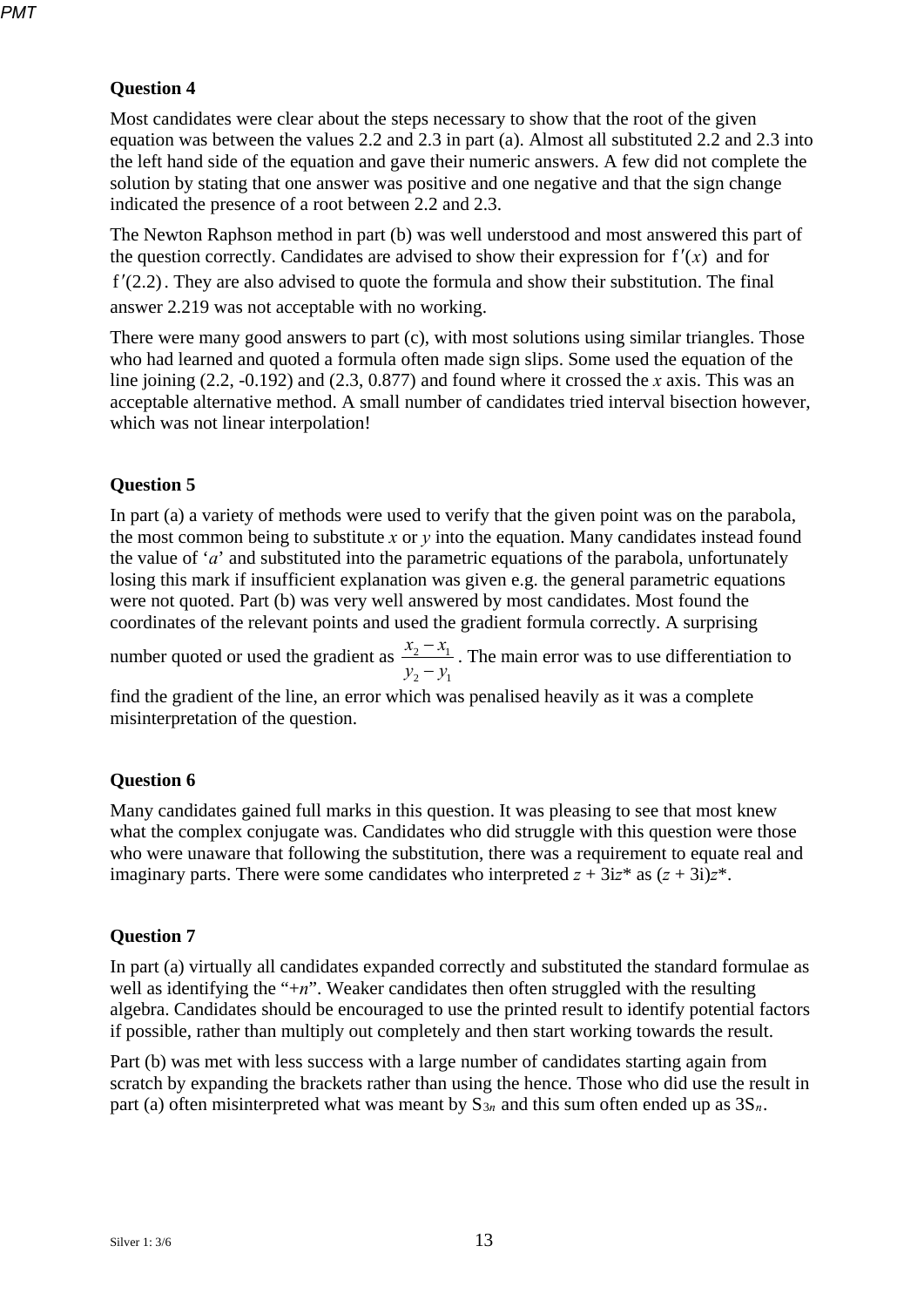### Question 4

Most candidates were clear about the steps necessary to show that the root of the given equation was between the values 2.2 and 2.3 in part (a). Almost all substituted 2.2 and 2.3 into the left hand side of the equation and gave their numeric answers. A few did not complete the solution by stating that one answer was positive and one negative and that the sign change indicated the presence of a root between 2.2 and 2.3.

The Newton Raphson method in part (b) was well understood and most answered this part of the question correctly. Candidates are advised to show their expression for $\mathrm{f}'(x)$ and for $\mathrm{f}'(2.2)$. They are also advised to quote the formula and show their substitution. The final answer 2.219 was not acceptable with no working.

There were many good answers to part (c), with most solutions using similar triangles. Those who had learned and quoted a formula often made sign slips. Some used the equation of the line joining (2.2, -0.192) and (2.3, 0.877) and found where it crossed the $x$ axis. This was an acceptable alternative method. A small number of candidates tried interval bisection however, which was not linear interpolation!

### Question 5

In part (a) a variety of methods were used to verify that the given point was on the parabola, the most common being to substitute $x$ or $y$ into the equation. Many candidates instead found the value of '$a$' and substituted into the parametric equations of the parabola, unfortunately losing this mark if insufficient explanation was given e.g. the general parametric equations were not quoted. Part (b) was very well answered by most candidates. Most found the coordinates of the relevant points and used the gradient formula correctly. A surprising number quoted or used the gradient as $\frac{x_2 - x_1}{y_2 - y_1}$. The main error was to use differentiation to find the gradient of the line, an error which was penalised heavily as it was a complete misinterpretation of the question.

### Question 6

Many candidates gained full marks in this question. It was pleasing to see that most knew what the complex conjugate was. Candidates who did struggle with this question were those who were unaware that following the substitution, there was a requirement to equate real and imaginary parts. There were some candidates who interpreted $z + 3\mathrm{i}z^*$ as $(z + 3\mathrm{i})z^*$.

### Question 7

In part (a) virtually all candidates expanded correctly and substituted the standard formulae as well as identifying the "$+n$". Weaker candidates then often struggled with the resulting algebra. Candidates should be encouraged to use the printed result to identify potential factors if possible, rather than multiply out completely and then start working towards the result.

Part (b) was met with less success with a large number of candidates starting again from scratch by expanding the brackets rather than using the hence. Those who did use the result in part (a) often misinterpreted what was meant by $\mathrm{S}_{3n}$ and this sum often ended up as $3\mathrm{S}_n$.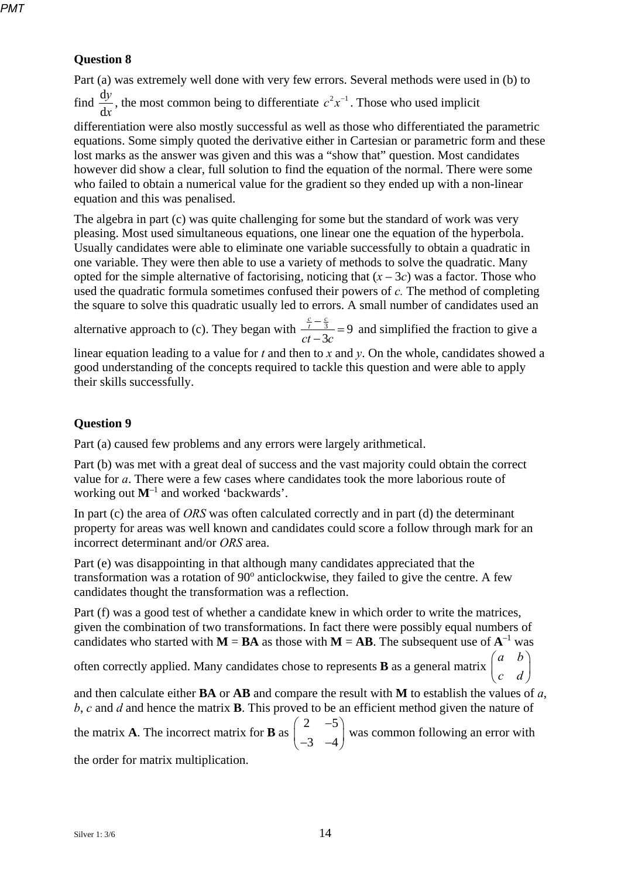### Question 8

Part (a) was extremely well done with very few errors. Several methods were used in (b) to find $\frac{dy}{dx}$, the most common being to differentiate $c^2x^{-1}$. Those who used implicit differentiation were also mostly successful as well as those who differentiated the parametric equations. Some simply quoted the derivative either in Cartesian or parametric form and these lost marks as the answer was given and this was a "show that" question. Most candidates however did show a clear, full solution to find the equation of the normal. There were some who failed to obtain a numerical value for the gradient so they ended up with a non-linear equation and this was penalised.

The algebra in part (c) was quite challenging for some but the standard of work was very pleasing. Most used simultaneous equations, one linear one the equation of the hyperbola. Usually candidates were able to eliminate one variable successfully to obtain a quadratic in one variable. They were then able to use a variety of methods to solve the quadratic. Many opted for the simple alternative of factorising, noticing that $(x - 3c)$ was a factor. Those who used the quadratic formula sometimes confused their powers of $c$. The method of completing the square to solve this quadratic usually led to errors. A small number of candidates used an alternative approach to (c). They began with $\frac{\frac{c}{t} - \frac{c}{3}}{ct - 3c} = 9$ and simplified the fraction to give a linear equation leading to a value for $t$ and then to $x$ and $y$. On the whole, candidates showed a good understanding of the concepts required to tackle this question and were able to apply their skills successfully.

### Question 9

Part (a) caused few problems and any errors were largely arithmetical.

Part (b) was met with a great deal of success and the vast majority could obtain the correct value for $a$. There were a few cases where candidates took the more laborious route of working out $\mathbf{M}^{-1}$ and worked 'backwards'.

In part (c) the area of *ORS* was often calculated correctly and in part (d) the determinant property for areas was well known and candidates could score a follow through mark for an incorrect determinant and/or *ORS* area.

Part (e) was disappointing in that although many candidates appreciated that the transformation was a rotation of 90° anticlockwise, they failed to give the centre. A few candidates thought the transformation was a reflection.

Part (f) was a good test of whether a candidate knew in which order to write the matrices, given the combination of two transformations. In fact there were possibly equal numbers of candidates who started with $\mathbf{M} = \mathbf{BA}$ as those with $\mathbf{M} = \mathbf{AB}$. The subsequent use of $\mathbf{A}^{-1}$ was often correctly applied. Many candidates chose to represents $\mathbf{B}$ as a general matrix $\begin{pmatrix} a & b \\ c & d \end{pmatrix}$ and then calculate either $\mathbf{BA}$ or $\mathbf{AB}$ and compare the result with $\mathbf{M}$ to establish the values of $a$, $b$, $c$ and $d$ and hence the matrix $\mathbf{B}$. This proved to be an efficient method given the nature of the matrix $\mathbf{A}$. The incorrect matrix for $\mathbf{B}$ as $\begin{pmatrix} 2 & -5 \\ -3 & -4 \end{pmatrix}$ was common following an error with the order for matrix multiplication.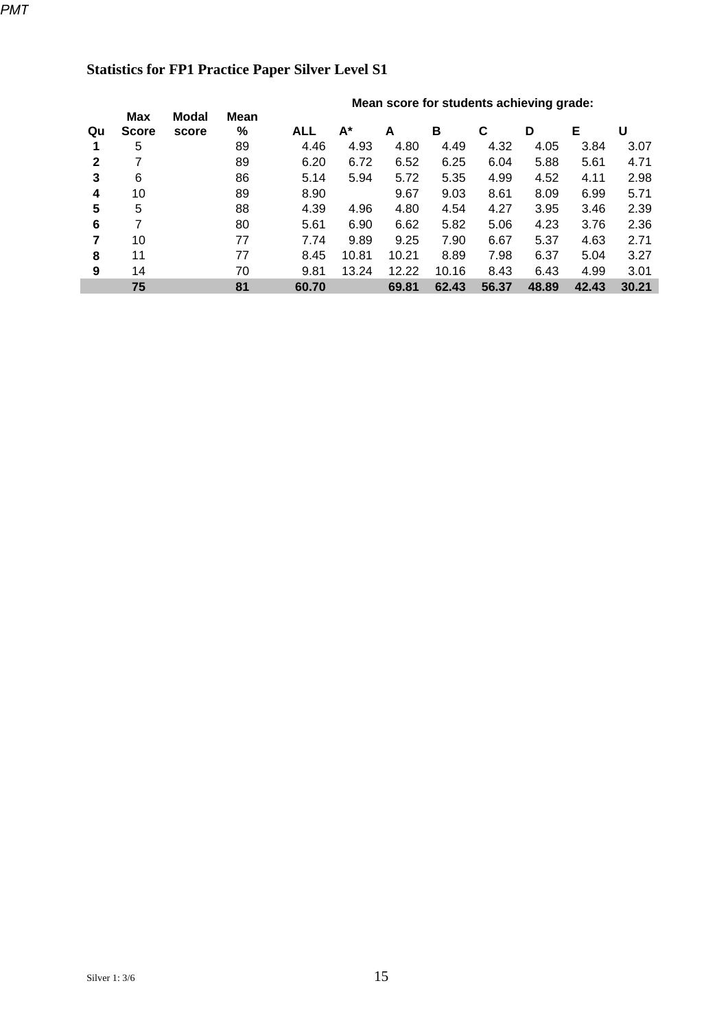### Statistics for FP1 Practice Paper Silver Level S1

| | | | | Mean score for students achieving grade: | | | | | | | |
|---|---|---|---|---|---|---|---|---|---|---|---|
| **Qu** | **Max Score** | **Modal score** | **Mean %** | **ALL** | **A*** | **A** | **B** | **C** | **D** | **E** | **U** |
| **1** | 5 | | 89 | 4.46 | 4.93 | 4.80 | 4.49 | 4.32 | 4.05 | 3.84 | 3.07 |
| **2** | 7 | | 89 | 6.20 | 6.72 | 6.52 | 6.25 | 6.04 | 5.88 | 5.61 | 4.71 |
| **3** | 6 | | 86 | 5.14 | 5.94 | 5.72 | 5.35 | 4.99 | 4.52 | 4.11 | 2.98 |
| **4** | 10 | | 89 | 8.90 | | 9.67 | 9.03 | 8.61 | 8.09 | 6.99 | 5.71 |
| **5** | 5 | | 88 | 4.39 | 4.96 | 4.80 | 4.54 | 4.27 | 3.95 | 3.46 | 2.39 |
| **6** | 7 | | 80 | 5.61 | 6.90 | 6.62 | 5.82 | 5.06 | 4.23 | 3.76 | 2.36 |
| **7** | 10 | | 77 | 7.74 | 9.89 | 9.25 | 7.90 | 6.67 | 5.37 | 4.63 | 2.71 |
| **8** | 11 | | 77 | 8.45 | 10.81 | 10.21 | 8.89 | 7.98 | 6.37 | 5.04 | 3.27 |
| **9** | 14 | | 70 | 9.81 | 13.24 | 12.22 | 10.16 | 8.43 | 6.43 | 4.99 | 3.01 |
| | **75** | | **81** | **60.70** | | **69.81** | **62.43** | **56.37** | **48.89** | **42.43** | **30.21** |